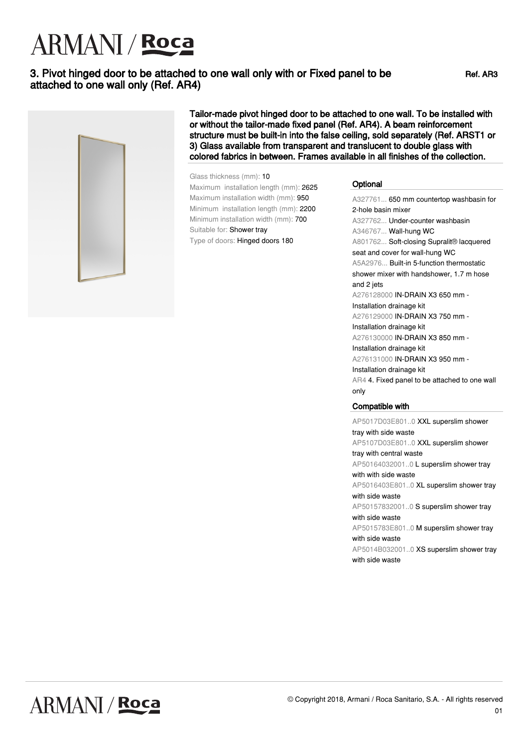# ARMANI / Roca

## 3. Pivot hinged door to be attached to one wall only with or Fixed panel to be attached to one wall only (Ref. AR4)

Ref. AR3

**Tailor-made pivot hinged door to be attached to one wall. To be installed with or without the tailor-made fixed panel (Ref. AR4). A beam reinforcement structure must be built-in into the false ceiling, sold separately (Ref. ARST1 or 3) Glass available from transparent and translucent to double glass with colored fabrics in between. Frames available in all finishes of the collection.**

Glass thickness (mm): 10
Maximum installation length (mm): 2625
Maximum installation width (mm): 950
Minimum installation length (mm): 2200
Minimum installation width (mm): 700
Suitable for: Shower tray
Type of doors: Hinged doors 180

### Optional

A327761... 650 mm countertop washbasin for 2-hole basin mixer
A327762... Under-counter washbasin
A346767... Wall-hung WC
A801762... Soft-closing Supralit® lacquered seat and cover for wall-hung WC
A5A2976... Built-in 5-function thermostatic shower mixer with handshower, 1.7 m hose and 2 jets
A276128000 IN-DRAIN X3 650 mm - Installation drainage kit
A276129000 IN-DRAIN X3 750 mm - Installation drainage kit
A276130000 IN-DRAIN X3 850 mm - Installation drainage kit
A276131000 IN-DRAIN X3 950 mm - Installation drainage kit
AR4 4. Fixed panel to be attached to one wall only

### Compatible with

AP5017D03E801..0 XXL superslim shower tray with side waste
AP5107D03E801..0 XXL superslim shower tray with central waste
AP50164032001..0 L superslim shower tray with with side waste
AP5016403E801..0 XL superslim shower tray with side waste
AP50157832001..0 S superslim shower tray with side waste
AP5015783E801..0 M superslim shower tray with side waste
AP5014B032001..0 XS superslim shower tray with side waste

© Copyright 2018, Armani / Roca Sanitario, S.A. - All rights reserved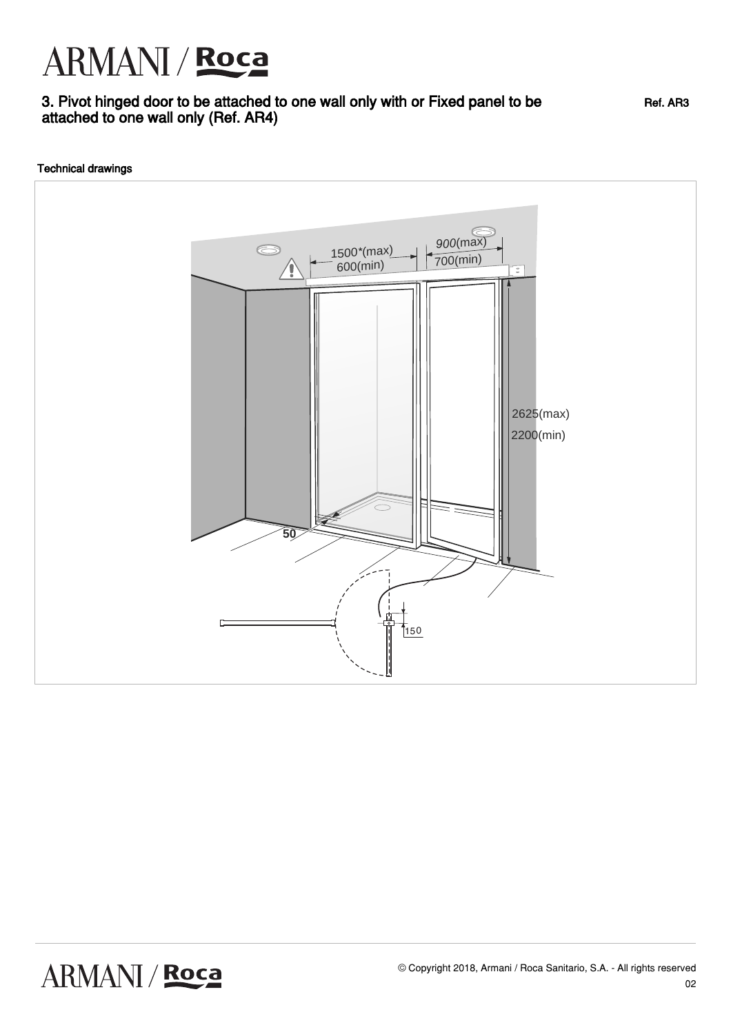# ARMANI / Roca

## 3. Pivot hinged door to be attached to one wall only with or Fixed panel to be attached to one wall only (Ref. AR4)

Ref. AR3

### Technical drawings

1500*(max)
600(min)
900(max)
700(min)
2625(max)
2200(min)
50
150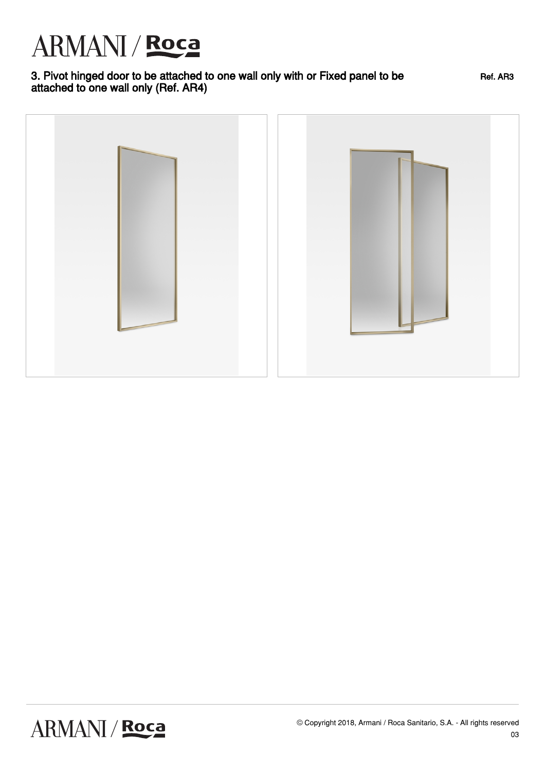### 3. Pivot hinged door to be attached to one wall only with or Fixed panel to be attached to one wall only (Ref. AR4)

Ref. AR3

© Copyright 2018, Armani / Roca Sanitario, S.A. - All rights reserved